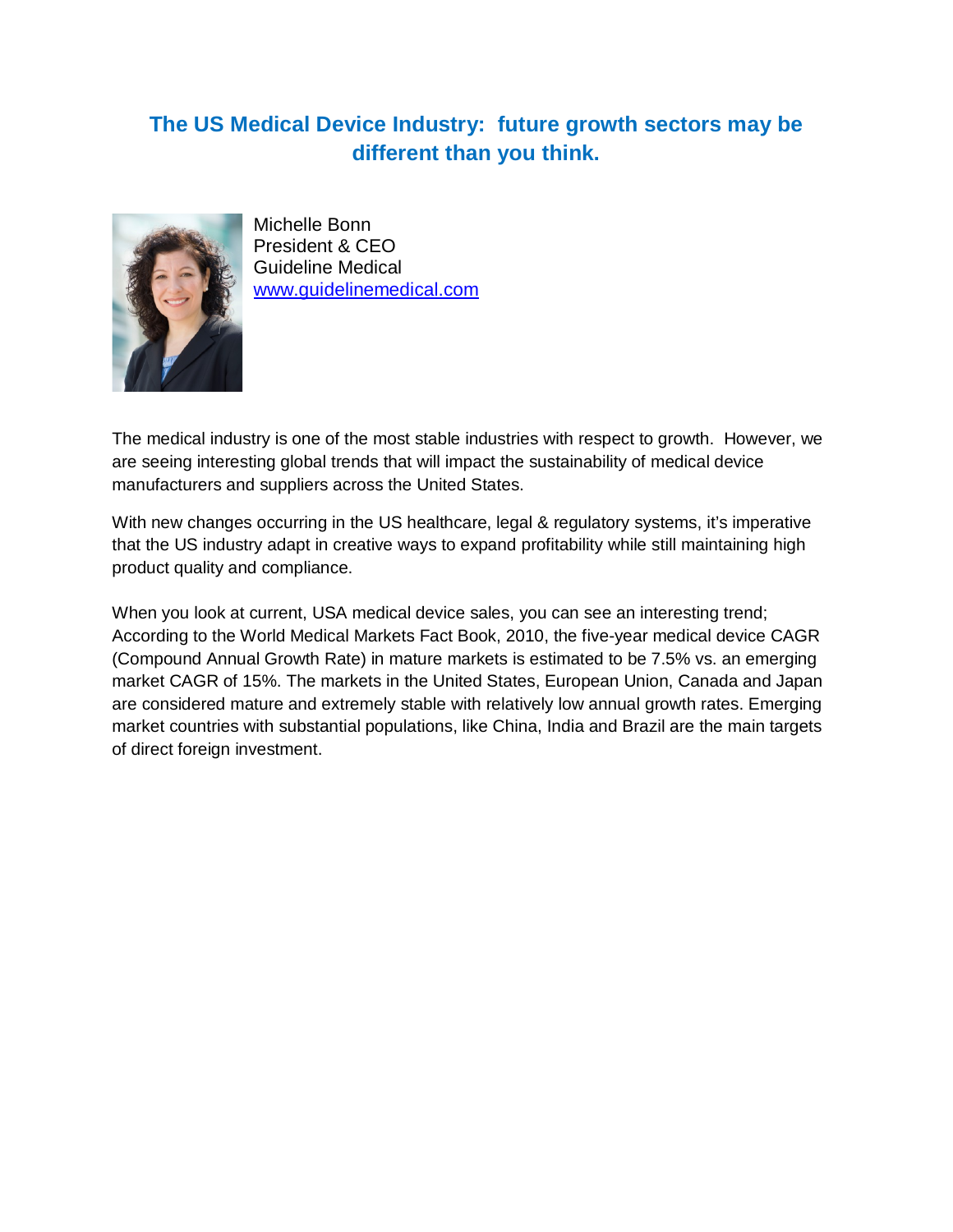# The US Medical Device Industry: future growth sectors may be different than you think.

Michelle Bonn
President & CEO
Guideline Medical
[www.guidelinemedical.com](http://www.guidelinemedical.com)

The medical industry is one of the most stable industries with respect to growth. However, we are seeing interesting global trends that will impact the sustainability of medical device manufacturers and suppliers across the United States.

With new changes occurring in the US healthcare, legal & regulatory systems, it's imperative that the US industry adapt in creative ways to expand profitability while still maintaining high product quality and compliance.

When you look at current, USA medical device sales, you can see an interesting trend; According to the World Medical Markets Fact Book, 2010, the five-year medical device CAGR (Compound Annual Growth Rate) in mature markets is estimated to be 7.5% vs. an emerging market CAGR of 15%. The markets in the United States, European Union, Canada and Japan are considered mature and extremely stable with relatively low annual growth rates. Emerging market countries with substantial populations, like China, India and Brazil are the main targets of direct foreign investment.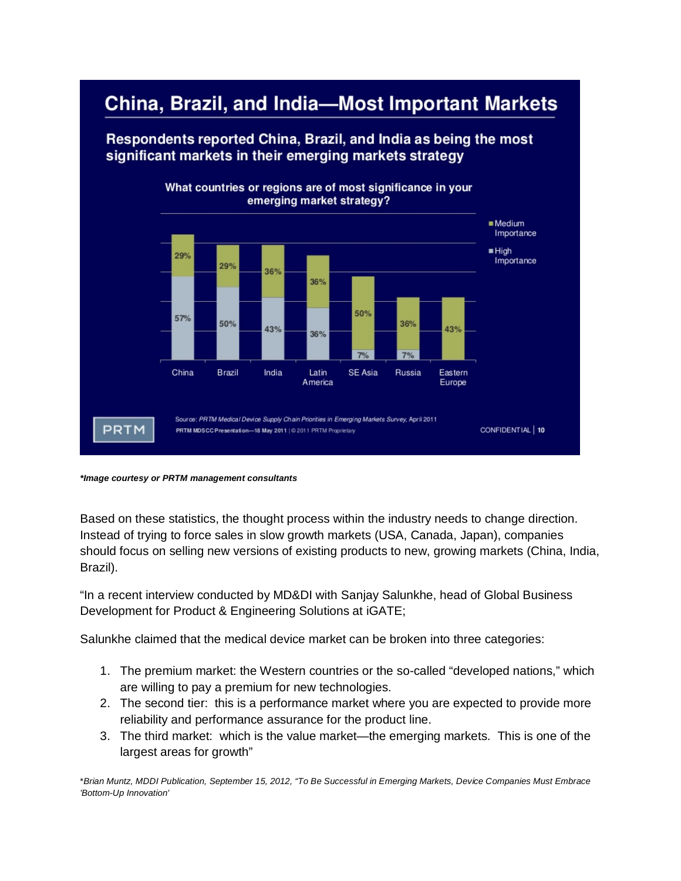# China, Brazil, and India—Most Important Markets

**Respondents reported China, Brazil, and India as being the most significant markets in their emerging markets strategy**

**What countries or regions are of most significance in your emerging market strategy?**

| Country/Region | High Importance | Medium Importance |
|---|---|---|
| China | 57% | 29% |
| Brazil | 50% | 29% |
| India | 43% | 36% |
| Latin America | 36% | 36% |
| SE Asia | 7% | 50% |
| Russia | 7% | 36% |
| Eastern Europe | | 43% |

Source: *PRTM Medical Device Supply Chain Priorities in Emerging Markets Survey, April 2011*

PRTM MDSCC Presentation—18 May 2011 | © 2011 PRTM Proprietary

CONFIDENTIAL | 10

***Image courtesy or PRTM management consultants***

Based on these statistics, the thought process within the industry needs to change direction. Instead of trying to force sales in slow growth markets (USA, Canada, Japan), companies should focus on selling new versions of existing products to new, growing markets (China, India, Brazil).

"In a recent interview conducted by MD&DI with Sanjay Salunkhe, head of Global Business Development for Product & Engineering Solutions at iGATE;

Salunkhe claimed that the medical device market can be broken into three categories:

1. The premium market: the Western countries or the so-called "developed nations," which are willing to pay a premium for new technologies.
2. The second tier: this is a performance market where you are expected to provide more reliability and performance assurance for the product line.
3. The third market: which is the value market—the emerging markets. This is one of the largest areas for growth"

*Brian Muntz, MDDI Publication, September 15, 2012, "To Be Successful in Emerging Markets, Device Companies Must Embrace 'Bottom-Up Innovation'*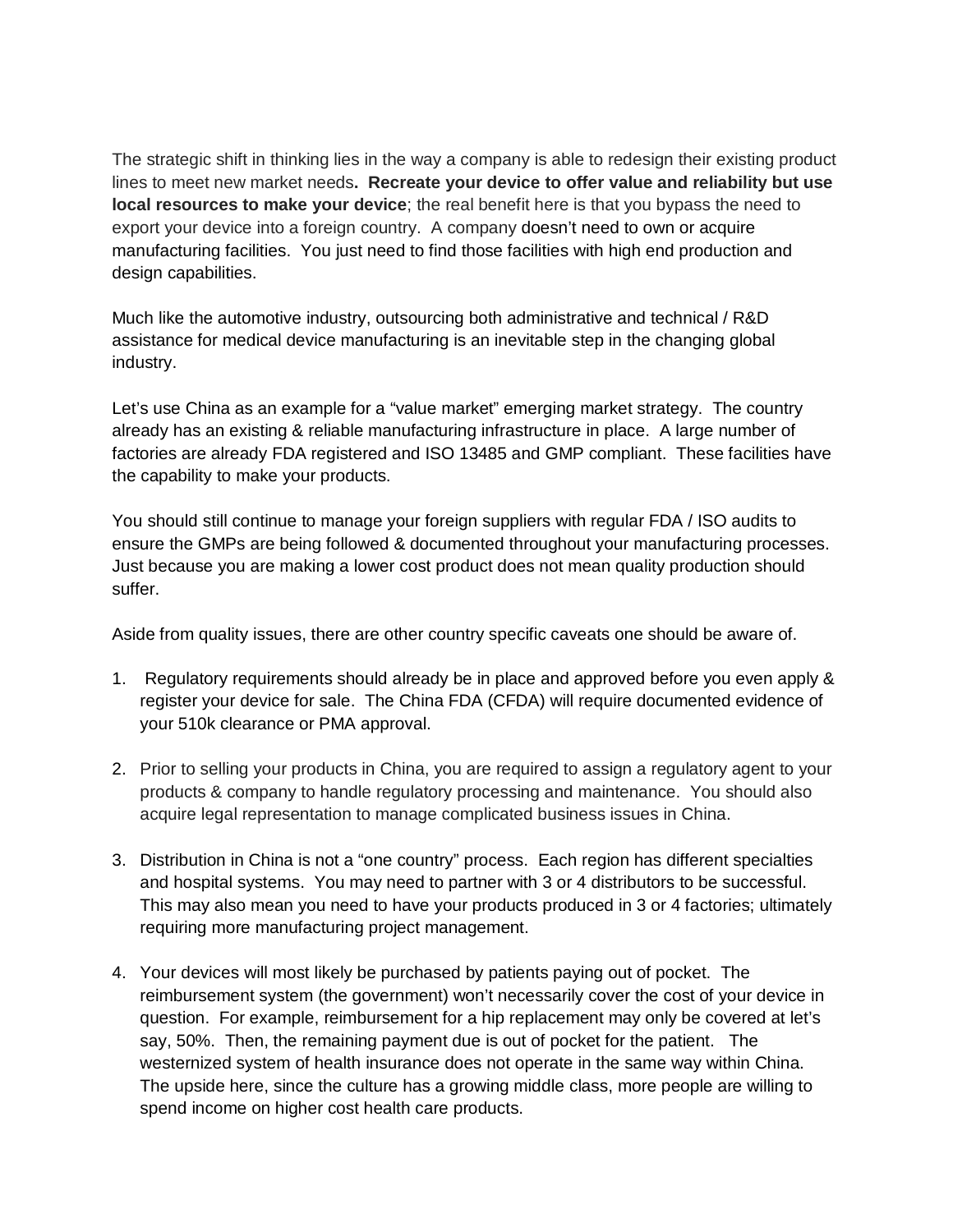The strategic shift in thinking lies in the way a company is able to redesign their existing product lines to meet new market needs**. Recreate your device to offer value and reliability but use local resources to make your device**; the real benefit here is that you bypass the need to export your device into a foreign country. A company doesn't need to own or acquire manufacturing facilities. You just need to find those facilities with high end production and design capabilities.

Much like the automotive industry, outsourcing both administrative and technical / R&D assistance for medical device manufacturing is an inevitable step in the changing global industry.

Let's use China as an example for a "value market" emerging market strategy. The country already has an existing & reliable manufacturing infrastructure in place. A large number of factories are already FDA registered and ISO 13485 and GMP compliant. These facilities have the capability to make your products.

You should still continue to manage your foreign suppliers with regular FDA / ISO audits to ensure the GMPs are being followed & documented throughout your manufacturing processes. Just because you are making a lower cost product does not mean quality production should suffer.

Aside from quality issues, there are other country specific caveats one should be aware of.

1. Regulatory requirements should already be in place and approved before you even apply & register your device for sale. The China FDA (CFDA) will require documented evidence of your 510k clearance or PMA approval.

2. Prior to selling your products in China, you are required to assign a regulatory agent to your products & company to handle regulatory processing and maintenance. You should also acquire legal representation to manage complicated business issues in China.

3. Distribution in China is not a "one country" process. Each region has different specialties and hospital systems. You may need to partner with 3 or 4 distributors to be successful. This may also mean you need to have your products produced in 3 or 4 factories; ultimately requiring more manufacturing project management.

4. Your devices will most likely be purchased by patients paying out of pocket. The reimbursement system (the government) won't necessarily cover the cost of your device in question. For example, reimbursement for a hip replacement may only be covered at let's say, 50%. Then, the remaining payment due is out of pocket for the patient. The westernized system of health insurance does not operate in the same way within China. The upside here, since the culture has a growing middle class, more people are willing to spend income on higher cost health care products.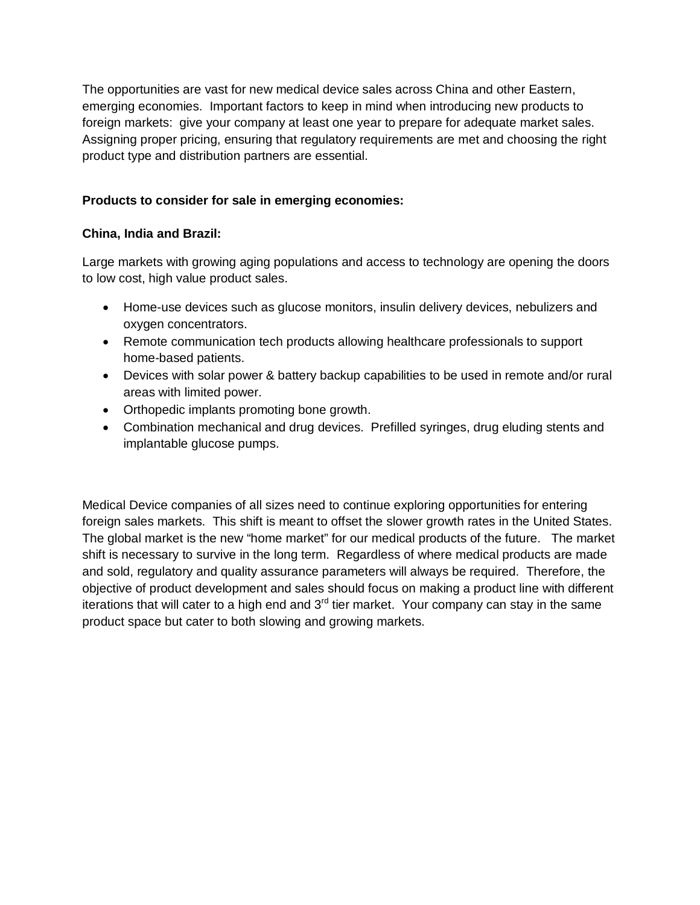The opportunities are vast for new medical device sales across China and other Eastern, emerging economies. Important factors to keep in mind when introducing new products to foreign markets: give your company at least one year to prepare for adequate market sales. Assigning proper pricing, ensuring that regulatory requirements are met and choosing the right product type and distribution partners are essential.

**Products to consider for sale in emerging economies:**

**China, India and Brazil:**

Large markets with growing aging populations and access to technology are opening the doors to low cost, high value product sales.

- Home-use devices such as glucose monitors, insulin delivery devices, nebulizers and oxygen concentrators.
- Remote communication tech products allowing healthcare professionals to support home-based patients.
- Devices with solar power & battery backup capabilities to be used in remote and/or rural areas with limited power.
- Orthopedic implants promoting bone growth.
- Combination mechanical and drug devices. Prefilled syringes, drug eluding stents and implantable glucose pumps.

Medical Device companies of all sizes need to continue exploring opportunities for entering foreign sales markets. This shift is meant to offset the slower growth rates in the United States. The global market is the new "home market" for our medical products of the future. The market shift is necessary to survive in the long term. Regardless of where medical products are made and sold, regulatory and quality assurance parameters will always be required. Therefore, the objective of product development and sales should focus on making a product line with different iterations that will cater to a high end and 3rd tier market. Your company can stay in the same product space but cater to both slowing and growing markets.